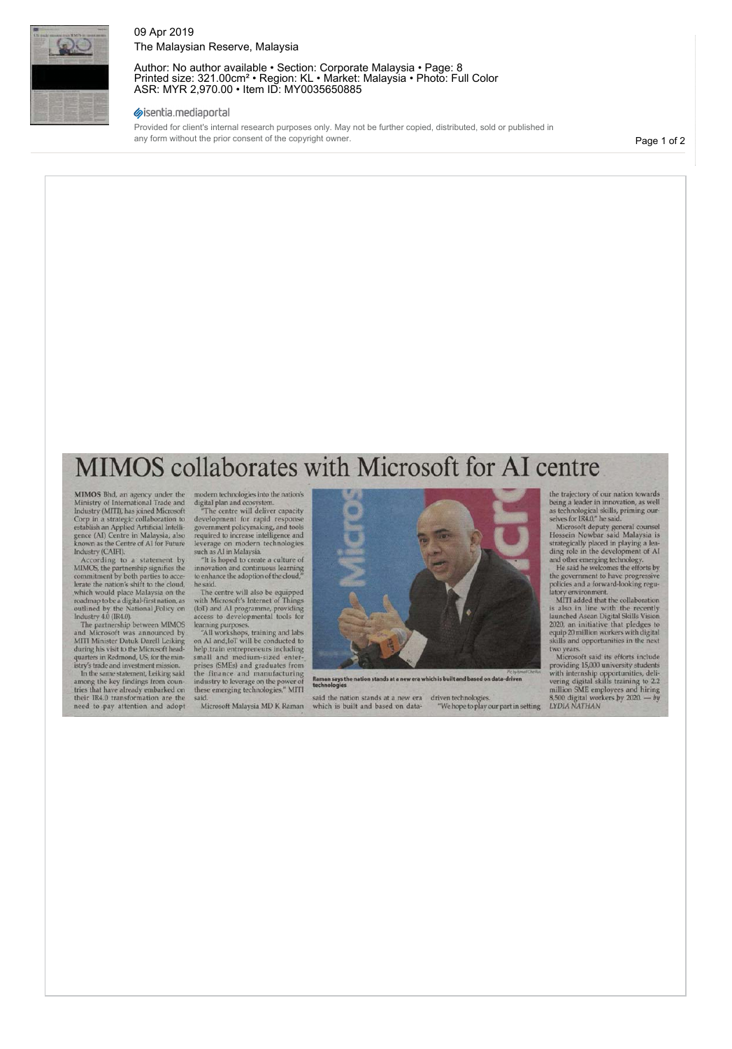09 Apr 2019
The Malaysian Reserve, Malaysia

Author: No author available • Section: Corporate Malaysia • Page: 8
Printed size: 321.00cm² • Region: KL • Market: Malaysia • Photo: Full Color
ASR: MYR 2,970.00 • Item ID: MY0035650885

Provided for client's internal research purposes only. May not be further copied, distributed, sold or published in any form without the prior consent of the copyright owner.

# MIMOS collaborates with Microsoft for AI centre

**MIMOS** Bhd, an agency under the Ministry of International Trade and Industry (MITI), has joined Microsoft Corp in a strategic collaboration to establish an Applied Artificial Intelligence (AI) Centre in Malaysia, also known as the Centre of AI for Future Industry (CAIFI).

According to a statement by MIMOS, the partnership signifies the commitment by both parties to accelerate the nation's shift to the cloud, which would place Malaysia on the roadmap to be a digital-first nation, as outlined by the National Policy on Industry 4.0 (IR4.0).

The partnership between MIMOS and Microsoft was announced by MITI Minister Datuk Darell Leiking during his visit to the Microsoft headquarters in Redmond, US, for the ministry's trade and investment mission.

In the same statement, Leiking said among the key findings from countries that have already embarked on their IR4.0 transformation are the need to pay attention and adopt modern technologies into the nation's digital plan and ecosystem.

"The centre will deliver capacity development for rapid response government policymaking, and tools required to increase intelligence and leverage on modern technologies such as AI in Malaysia.

"It is hoped to create a culture of innovation and continuous learning to enhance the adoption of the cloud," he said.

The centre will also be equipped with Microsoft's Internet of Things (IoT) and AI programme, providing access to developmental tools for learning purposes.

"All workshops, training and labs on AI and IoT will be conducted to help train entrepreneurs including small and medium-sized enterprises (SMEs) and graduates from the finance and manufacturing industry to leverage on the power of these emerging technologies," MITI said.

Microsoft Malaysia MD K Raman said the nation stands at a new era which is built and based on data-driven technologies.

Raman says the nation stands at a new era which is built and based on data-driven technologies

"We hope to play our part in setting the trajectory of our nation towards being a leader in innovation, as well as technological skills, priming ourselves for IR4.0," he said.

Microsoft deputy general counsel Hossein Nowbar said Malaysia is strategically placed in playing a leading role in the development of AI and other emerging technology.

He said he welcomes the efforts by the government to have progressive policies and a forward-looking regulatory environment.

MITI added that the collaboration is also in line with the recently launched Asean Digital Skills Vision 2020, an initiative that pledges to equip 20 million workers with digital skills and opportunities in the next two years.

Microsoft said its efforts include providing 15,000 university students with internship opportunities, delivering digital skills training to 2.2 million SME employees and hiring 8,500 digital workers by 2020. — *by LYDIA NATHAN*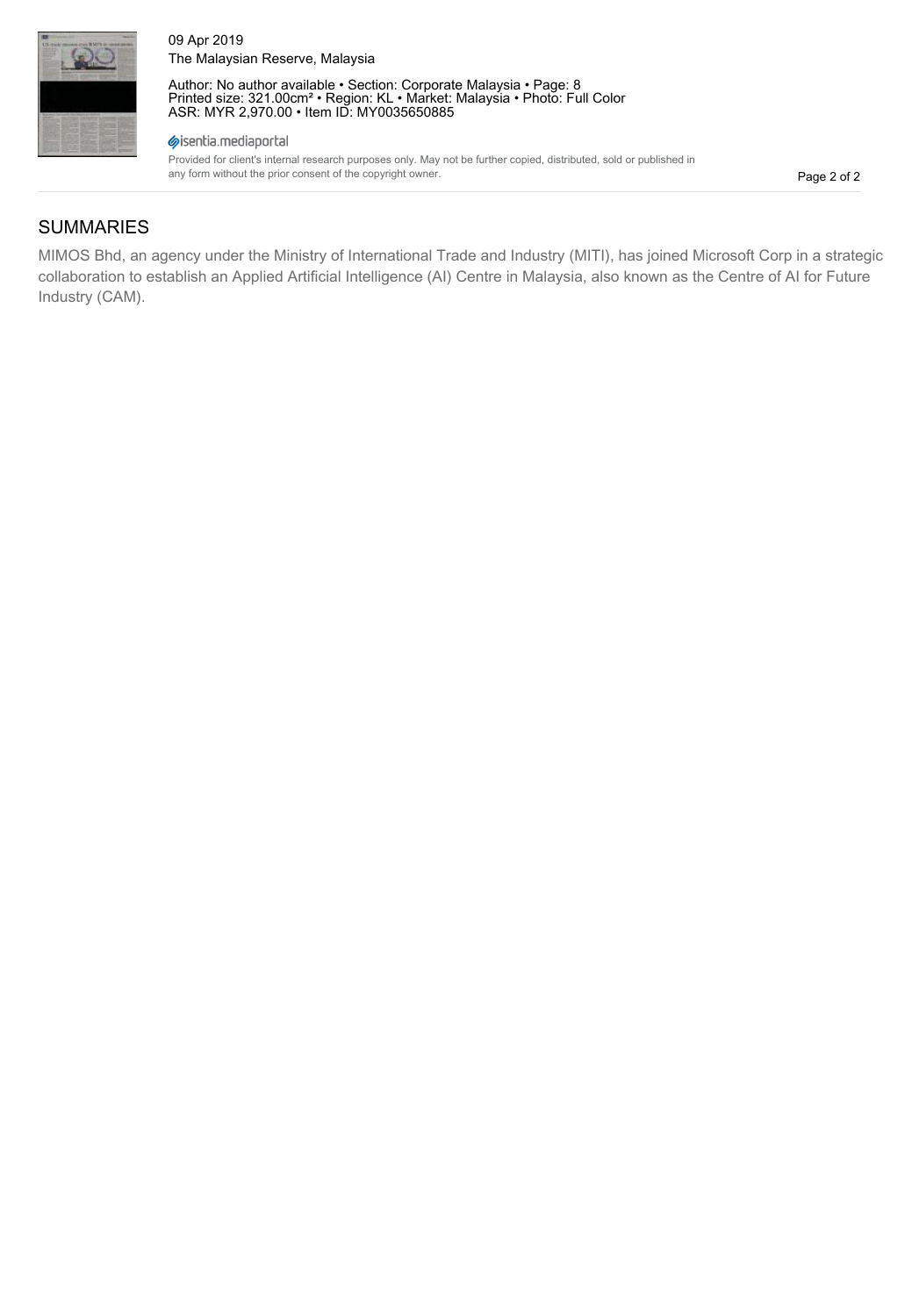09 Apr 2019
The Malaysian Reserve, Malaysia

Author: No author available • Section: Corporate Malaysia • Page: 8
Printed size: 321.00cm² • Region: KL • Market: Malaysia • Photo: Full Color
ASR: MYR 2,970.00 • Item ID: MY0035650885

isentia.mediaportal

Provided for client's internal research purposes only. May not be further copied, distributed, sold or published in any form without the prior consent of the copyright owner.

## SUMMARIES

MIMOS Bhd, an agency under the Ministry of International Trade and Industry (MITI), has joined Microsoft Corp in a strategic collaboration to establish an Applied Artificial Intelligence (AI) Centre in Malaysia, also known as the Centre of AI for Future Industry (CAM).